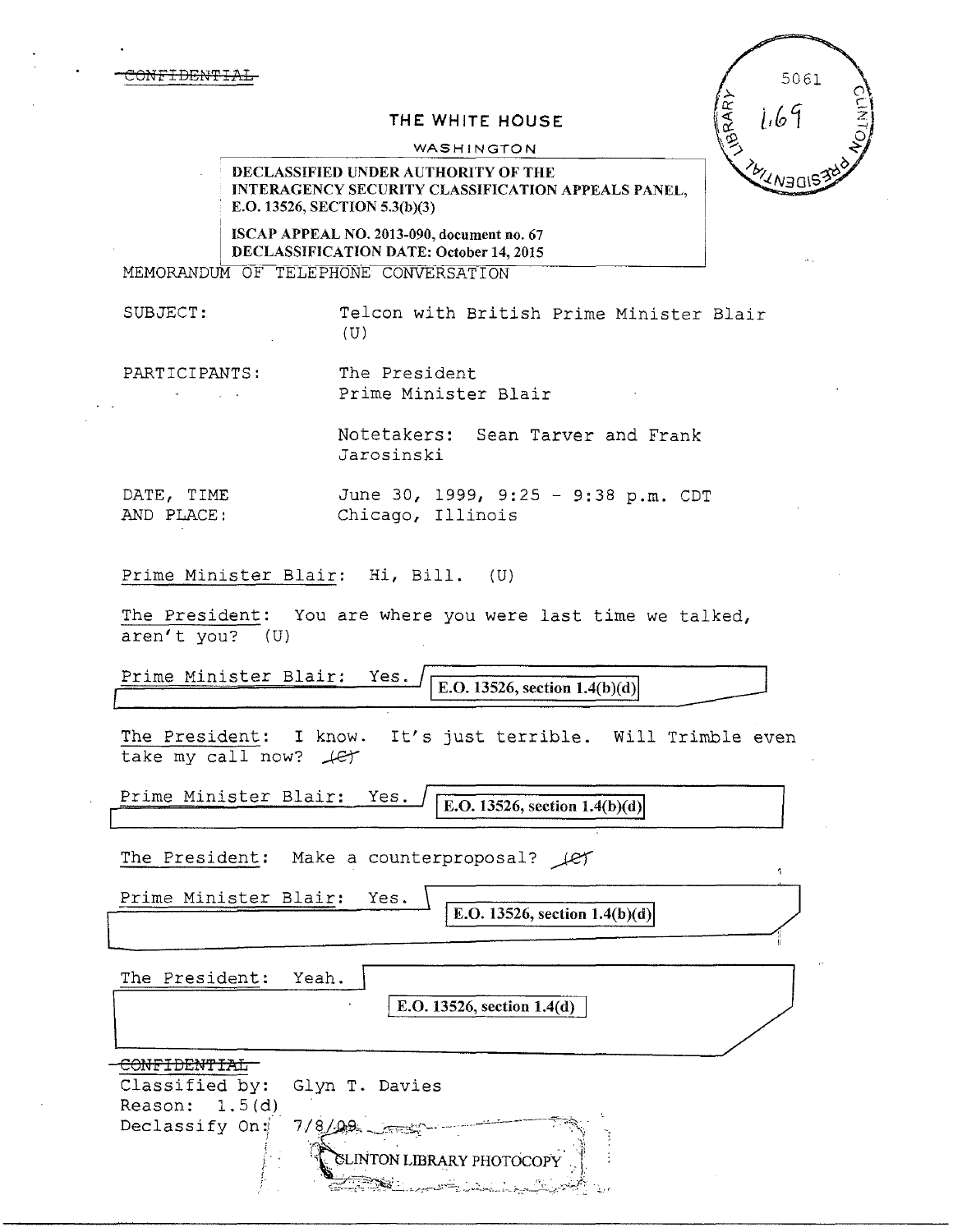~~CONFIDENTIAL~~

5061
1,69

THE WHITE HOUSE

WASHINGTON

DECLASSIFIED UNDER AUTHORITY OF THE INTERAGENCY SECURITY CLASSIFICATION APPEALS PANEL, E.O. 13526, SECTION 5.3(b)(3)

ISCAP APPEAL NO. 2013-090, document no. 67
DECLASSIFICATION DATE: October 14, 2015

MEMORANDUM OF TELEPHONE CONVERSATION

SUBJECT: Telcon with British Prime Minister Blair (U)

PARTICIPANTS: The President
Prime Minister Blair

Notetakers: Sean Tarver and Frank Jarosinski

DATE, TIME AND PLACE: June 30, 1999, 9:25 - 9:38 p.m. CDT
Chicago, Illinois

Prime Minister Blair: Hi, Bill. (U)

The President: You are where you were last time we talked, aren't you? (U)

Prime Minister Blair: Yes. [E.O. 13526, section 1.4(b)(d)]

The President: I know. It's just terrible. Will Trimble even take my call now? ~~(C)~~

Prime Minister Blair: Yes. [E.O. 13526, section 1.4(b)(d)]

The President: Make a counterproposal? ~~(C)~~

Prime Minister Blair: Yes. [E.O. 13526, section 1.4(b)(d)]

The President: Yeah. [E.O. 13526, section 1.4(d)]

~~CONFIDENTIAL~~
Classified by: Glyn T. Davies
Reason: 1.5(d)
Declassify On: 7/8/09

CLINTON LIBRARY PHOTOCOPY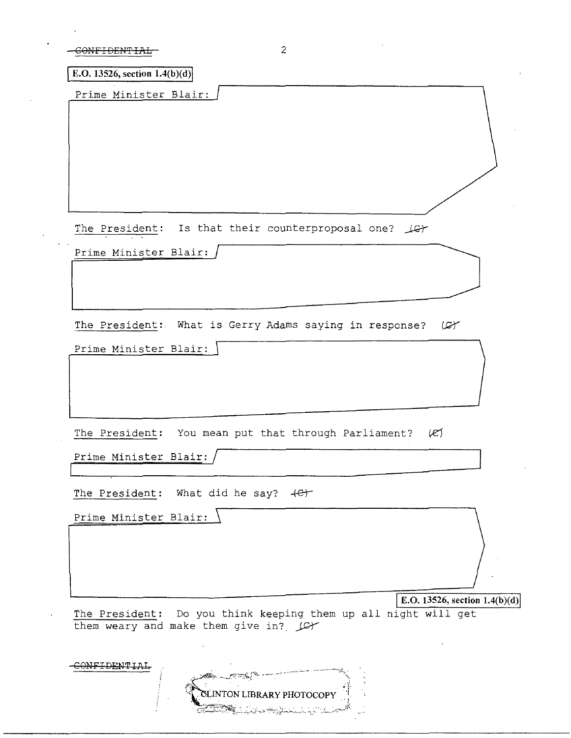~~CONFIDENTIAL~~

E.O. 13526, section 1.4(b)(d)

Prime Minister Blair:

The President: Is that their counterproposal one? ~~(C)~~

Prime Minister Blair:

The President: What is Gerry Adams saying in response? ~~(C)~~

Prime Minister Blair:

The President: You mean put that through Parliament? ~~(C)~~

Prime Minister Blair:

The President: What did he say? ~~(C)~~

Prime Minister Blair:

E.O. 13526, section 1.4(b)(d)

The President: Do you think keeping them up all night will get them weary and make them give in? ~~(C)~~

~~CONFIDENTIAL~~

CLINTON LIBRARY PHOTOCOPY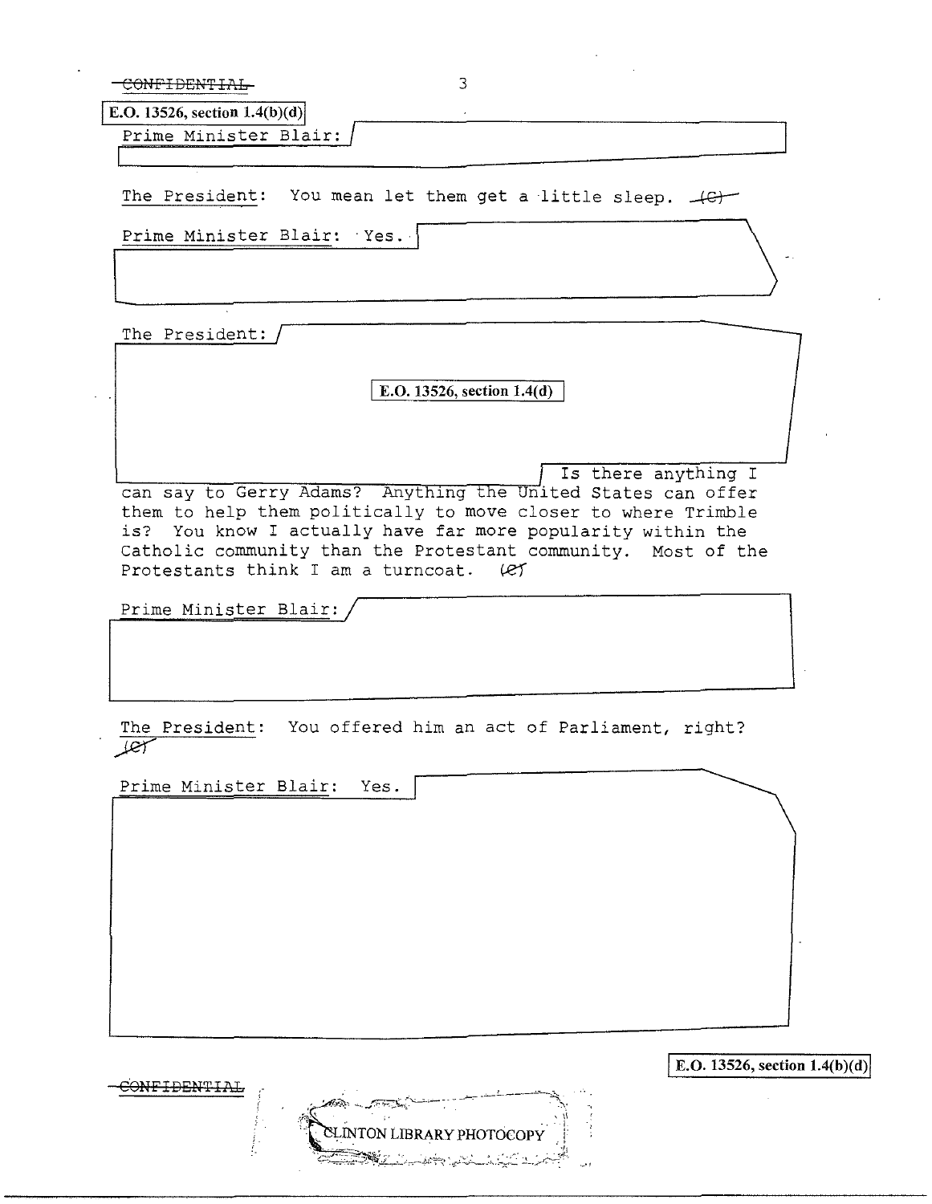CONFIDENTIAL

E.O. 13526, section 1.4(b)(d)

Prime Minister Blair:

The President: You mean let them get a little sleep. (C)

Prime Minister Blair: Yes.

The President:

E.O. 13526, section 1.4(d)

Is there anything I can say to Gerry Adams? Anything the United States can offer them to help them politically to move closer to where Trimble is? You know I actually have far more popularity within the Catholic community than the Protestant community. Most of the Protestants think I am a turncoat. (C)

Prime Minister Blair:

The President: You offered him an act of Parliament, right? (C)

Prime Minister Blair: Yes.

E.O. 13526, section 1.4(b)(d)

CONFIDENTIAL

CLINTON LIBRARY PHOTOCOPY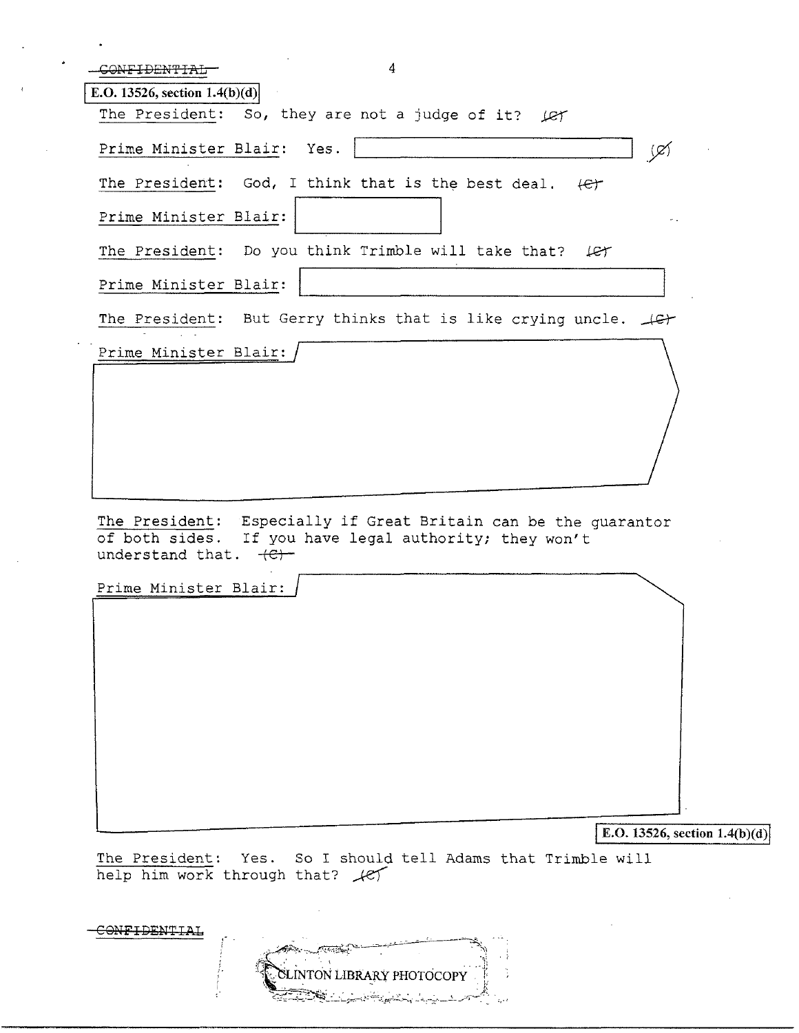~~CONFIDENTIAL~~

E.O. 13526, section 1.4(b)(d)

The President: So, they are not a judge of it? (C)

Prime Minister Blair: Yes. [REDACTED] (C)

The President: God, I think that is the best deal. (C)

Prime Minister Blair: [REDACTED]

The President: Do you think Trimble will take that? (C)

Prime Minister Blair: [REDACTED]

The President: But Gerry thinks that is like crying uncle. (C)

Prime Minister Blair: [REDACTED]

The President: Especially if Great Britain can be the guarantor of both sides. If you have legal authority; they won't understand that. (C)

Prime Minister Blair: [REDACTED]

E.O. 13526, section 1.4(b)(d)

The President: Yes. So I should tell Adams that Trimble will help him work through that? (C)

~~CONFIDENTIAL~~

CLINTON LIBRARY PHOTOCOPY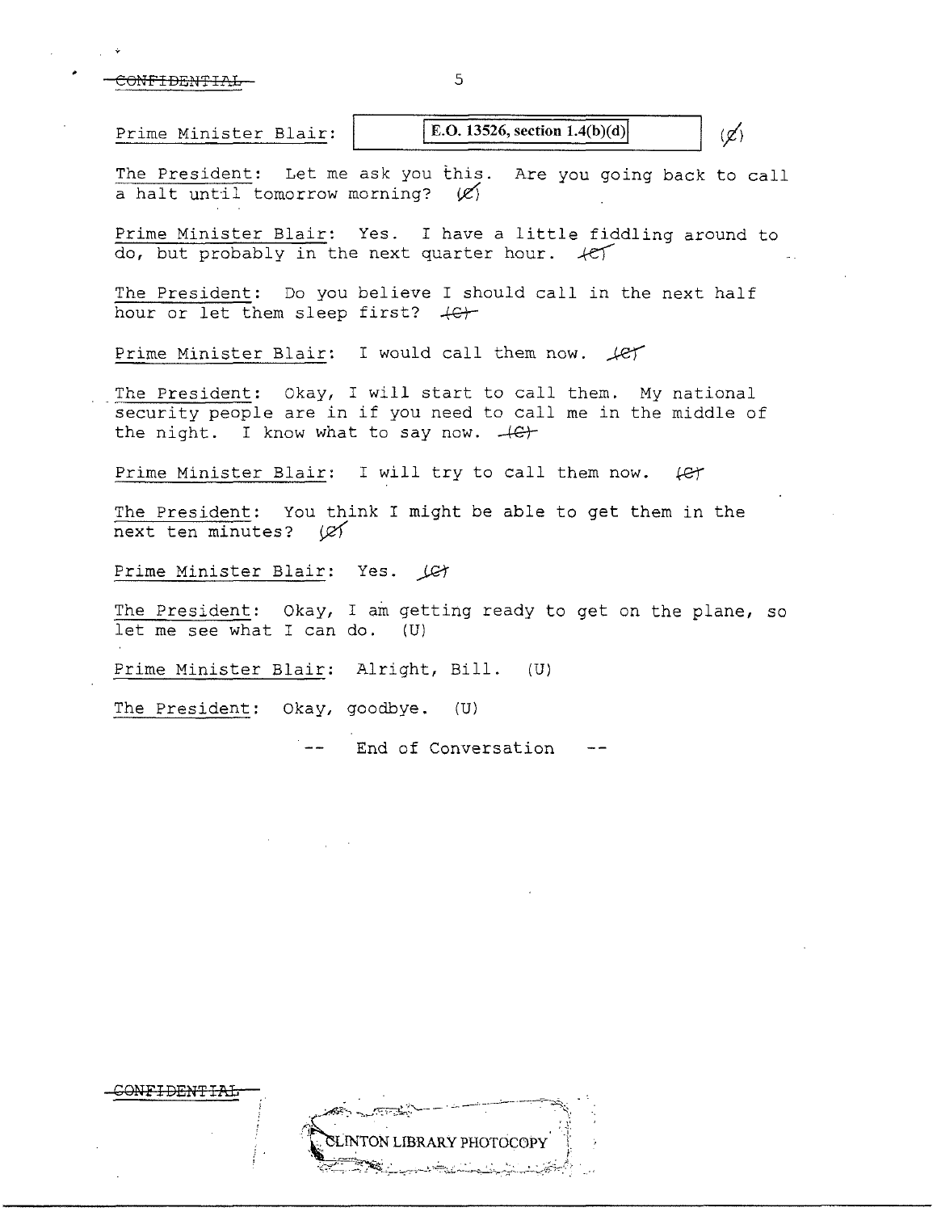Prime Minister Blair: E.O. 13526, section 1.4(b)(d) (C)

The President: Let me ask you this. Are you going back to call a halt until tomorrow morning? (C)

Prime Minister Blair: Yes. I have a little fiddling around to do, but probably in the next quarter hour. (C)

The President: Do you believe I should call in the next half hour or let them sleep first? (C)

Prime Minister Blair: I would call them now. (C)

The President: Okay, I will start to call them. My national security people are in if you need to call me in the middle of the night. I know what to say now. (C)

Prime Minister Blair: I will try to call them now. (C)

The President: You think I might be able to get them in the next ten minutes? (C)

Prime Minister Blair: Yes. (C)

The President: Okay, I am getting ready to get on the plane, so let me see what I can do. (U)

Prime Minister Blair: Alright, Bill. (U)

The President: Okay, goodbye. (U)

-- End of Conversation --

CONFIDENTIAL

CLINTON LIBRARY PHOTOCOPY